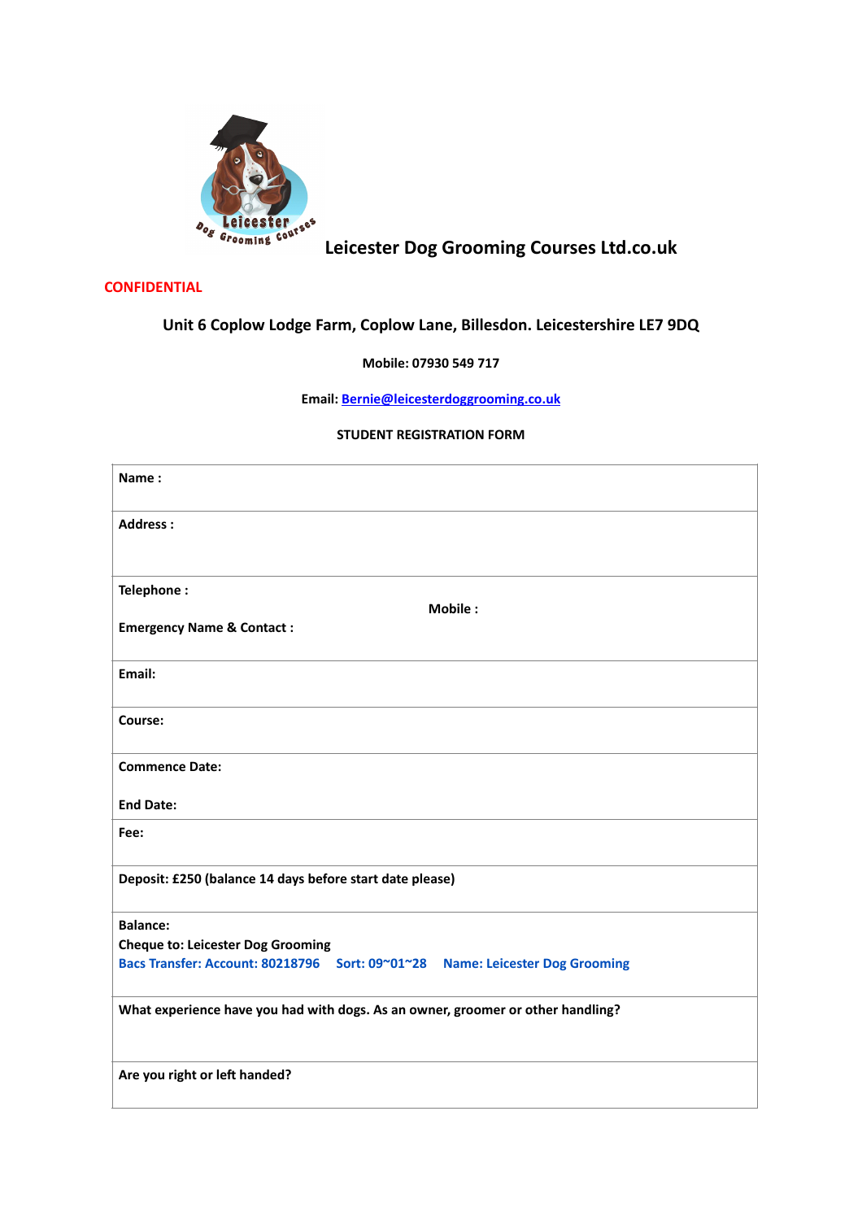# Leicester Dog Grooming Courses Ltd.co.uk

CONFIDENTIAL

**Unit 6 Coplow Lodge Farm, Coplow Lane, Billesdon. Leicestershire LE7 9DQ**

**Mobile: 07930 549 717**

**Email: Bernie@leicesterdoggrooming.co.uk**

**STUDENT REGISTRATION FORM**

| |
|---|
| **Name :** |
| **Address :** |
| **Telephone :** **Mobile :** <br> **Emergency Name & Contact :** |
| **Email:** |
| **Course:** |
| **Commence Date:** <br> **End Date:** |
| **Fee:** |
| **Deposit: £250 (balance 14 days before start date please)** |
| **Balance:** <br> **Cheque to: Leicester Dog Grooming** <br> **Bacs Transfer: Account: 80218796 Sort: 09~01~28 Name: Leicester Dog Grooming** |
| **What experience have you had with dogs. As an owner, groomer or other handling?** |
| **Are you right or left handed?** |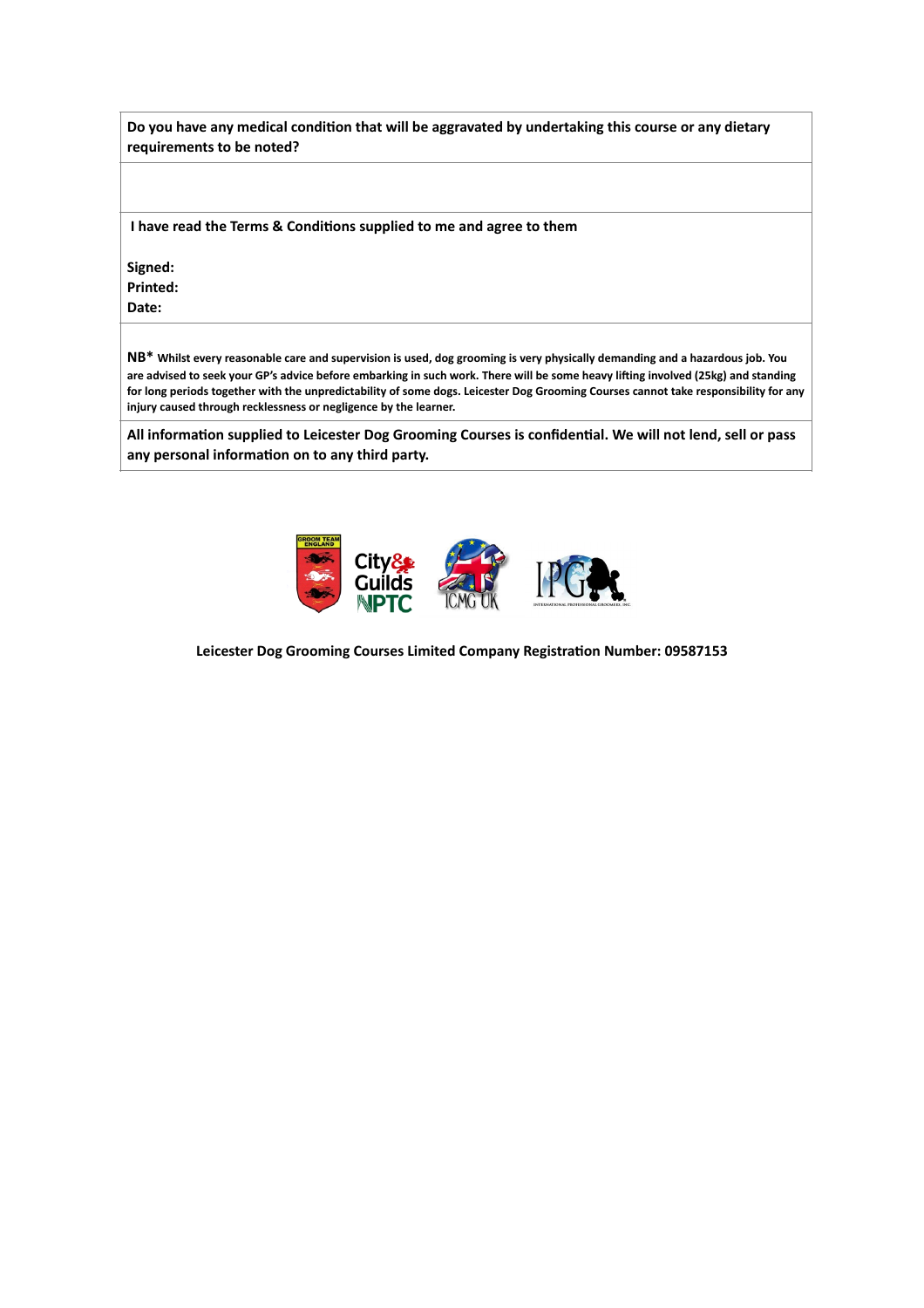**Do you have any medical condition that will be aggravated by undertaking this course or any dietary requirements to be noted?**

**I have read the Terms & Conditions supplied to me and agree to them**

**Signed:**
**Printed:**
**Date:**

**NB\* Whilst every reasonable care and supervision is used, dog grooming is very physically demanding and a hazardous job. You are advised to seek your GP's advice before embarking in such work. There will be some heavy lifting involved (25kg) and standing for long periods together with the unpredictability of some dogs. Leicester Dog Grooming Courses cannot take responsibility for any injury caused through recklessness or negligence by the learner.**

**All information supplied to Leicester Dog Grooming Courses is confidential. We will not lend, sell or pass any personal information on to any third party.**

GROOM TEAM ENGLAND

City & Guilds NPTC

ICMG UK

IPG INTERNATIONAL PROFESSIONAL GROOMERS, INC.

**Leicester Dog Grooming Courses Limited Company Registration Number: 09587153**